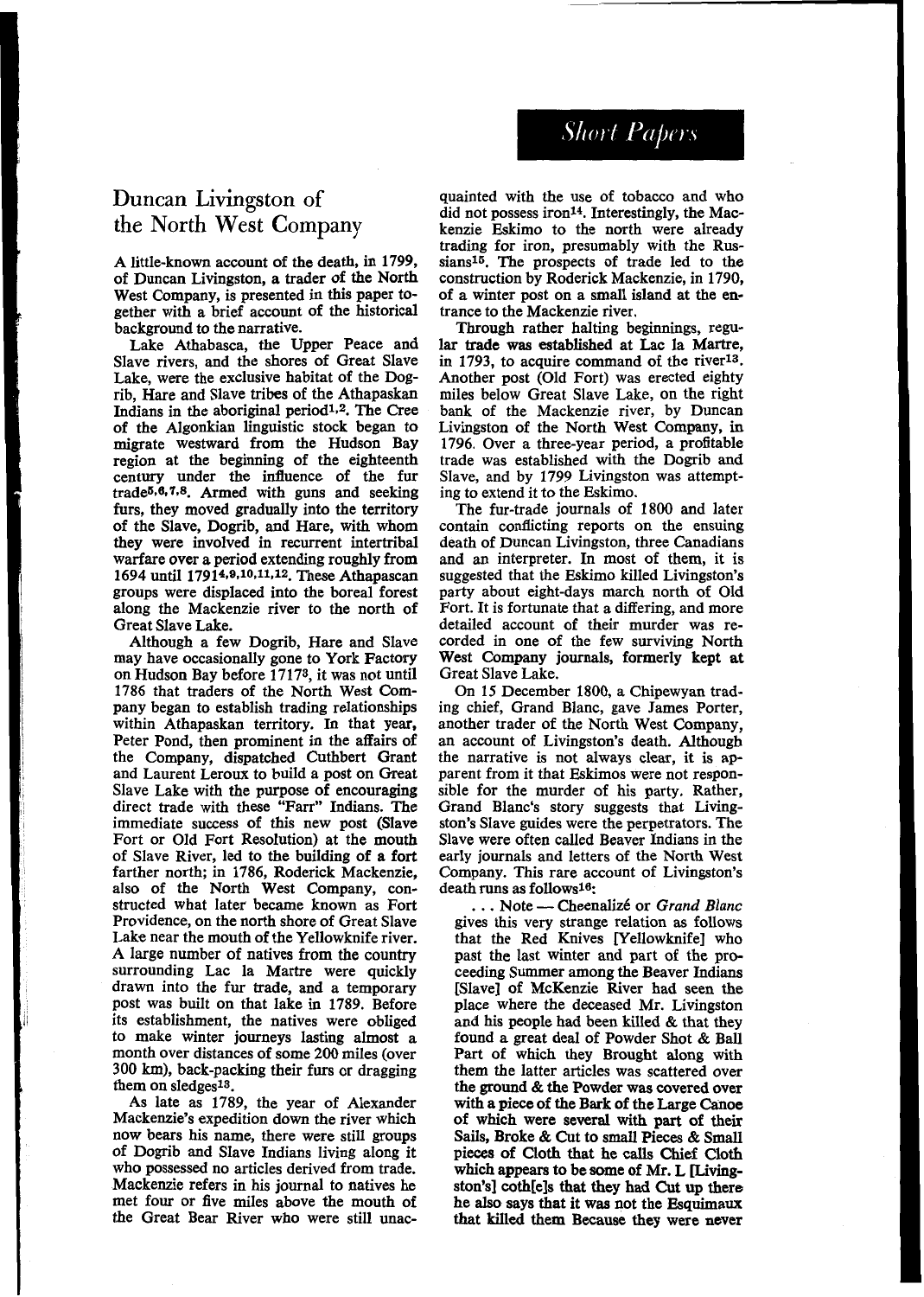## Short Papers

# Duncan Livingston of the North West Company

A little-known account of the death, in 1799, of Duncan Livingston, a trader of the North West Company, is presented in this paper together with a brief account of the historical background to the narrative.

Lake Athabasca, the Upper Peace and Slave rivers, and the shores of Great Slave Lake, were the exclusive habitat of the Dogrib, Hare and Slave tribes of the Athapaskan Indians in the aboriginal period[1,2]. The Cree of the Algonkian linguistic stock began to migrate westward from the Hudson Bay region at the beginning of the eighteenth century under the influence of the fur trade[5,6,7,8]. Armed with guns and seeking furs, they moved gradually into the territory of the Slave, Dogrib, and Hare, with whom they were involved in recurrent intertribal warfare over a period extending roughly from 1694 until 1791[4,9,10,11,12]. These Athapascan groups were displaced into the boreal forest along the Mackenzie river to the north of Great Slave Lake.

Although a few Dogrib, Hare and Slave may have occasionally gone to York Factory on Hudson Bay before 1717[3], it was not until 1786 that traders of the North West Company began to establish trading relationships within Athapaskan territory. In that year, Peter Pond, then prominent in the affairs of the Company, dispatched Cuthbert Grant and Laurent Leroux to build a post on Great Slave Lake with the purpose of encouraging direct trade with these "Farr" Indians. The immediate success of this new post (Slave Fort or Old Fort Resolution) at the mouth of Slave River, led to the building of a fort farther north; in 1786, Roderick Mackenzie, also of the North West Company, constructed what later became known as Fort Providence, on the north shore of Great Slave Lake near the mouth of the Yellowknife river. A large number of natives from the country surrounding Lac la Martre were quickly drawn into the fur trade, and a temporary post was built on that lake in 1789. Before its establishment, the natives were obliged to make winter journeys lasting almost a month over distances of some 200 miles (over 300 km), back-packing their furs or dragging them on sledges[13].

As late as 1789, the year of Alexander Mackenzie's expedition down the river which now bears his name, there were still groups of Dogrib and Slave Indians living along it who possessed no articles derived from trade. Mackenzie refers in his journal to natives he met four or five miles above the mouth of the Great Bear River who were still unacquainted with the use of tobacco and who did not possess iron[14]. Interestingly, the Mackenzie Eskimo to the north were already trading for iron, presumably with the Russians[15]. The prospects of trade led to the construction by Roderick Mackenzie, in 1790, of a winter post on a small island at the entrance to the Mackenzie river.

Through rather halting beginnings, regular trade was established at Lac la Martre, in 1793, to acquire command of the river[13]. Another post (Old Fort) was erected eighty miles below Great Slave Lake, on the right bank of the Mackenzie river, by Duncan Livingston of the North West Company, in 1796. Over a three-year period, a profitable trade was established with the Dogrib and Slave, and by 1799 Livingston was attempting to extend it to the Eskimo.

The fur-trade journals of 1800 and later contain conflicting reports on the ensuing death of Duncan Livingston, three Canadians and an interpreter. In most of them, it is suggested that the Eskimo killed Livingston's party about eight-days march north of Old Fort. It is fortunate that a differing, and more detailed account of their murder was recorded in one of the few surviving North West Company journals, formerly kept at Great Slave Lake.

On 15 December 1800, a Chipewyan trading chief, Grand Blanc, gave James Porter, another trader of the North West Company, an account of Livingston's death. Although the narrative is not always clear, it is apparent from it that Eskimos were not responsible for the murder of his party. Rather, Grand Blanc's story suggests that Livingston's Slave guides were the perpetrators. The Slave were often called Beaver Indians in the early journals and letters of the North West Company. This rare account of Livingston's death runs as follows[16]:

> ... Note — Cheenalizé or *Grand Blanc* gives this very strange relation as follows that the Red Knives [Yellowknife] who past the last winter and part of the proceeding Summer among the Beaver Indians [Slave] of McKenzie River had seen the place where the deceased Mr. Livingston and his people had been killed & that they found a great deal of Powder Shot & Ball Part of which they Brought along with them the latter articles was scattered over the ground & the Powder was covered over with a piece of the Bark of the Large Canoe of which were several with part of their Sails, Broke & Cut to small Pieces & Small pieces of Cloth that he calls Chief Cloth which appears to be some of Mr. L [Livingston's] coth[e]s that they had Cut up there he also says that it was not the Esquimaux that killed them Because they were never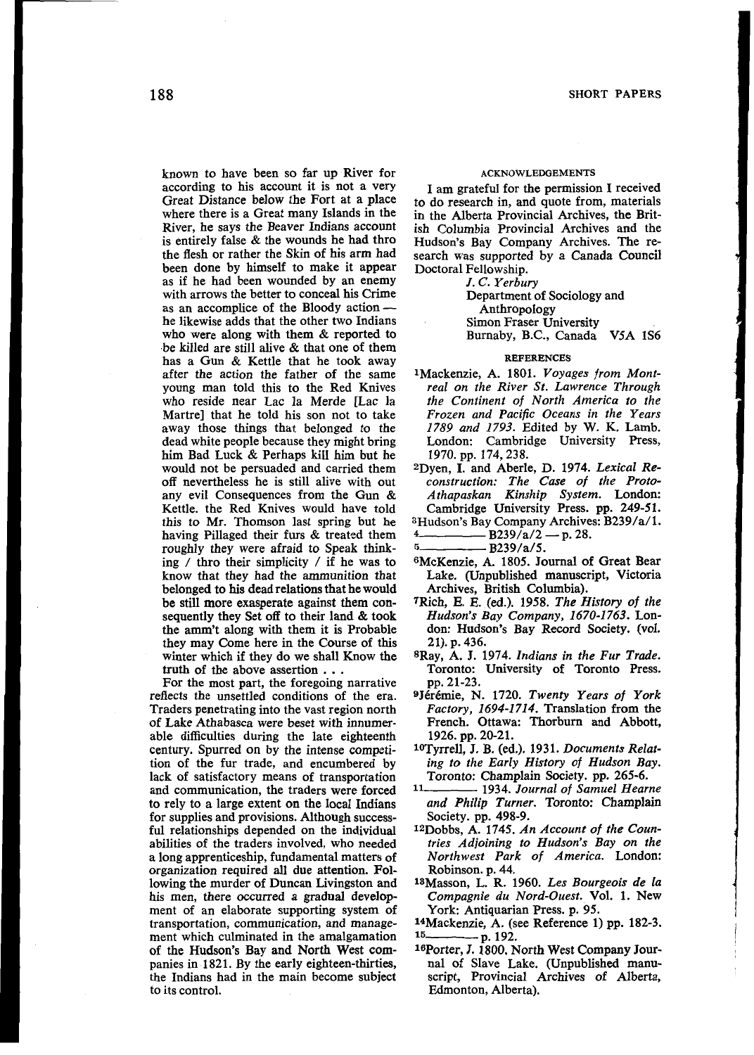known to have been so far up River for according to his account it is not a very Great Distance below the Fort at a place where there is a Great many Islands in the River, he says the Beaver Indians account is entirely false & the wounds he had thro the flesh or rather the Skin of his arm had been done by himself to make it appear as if he had been wounded by an enemy with arrows the better to conceal his Crime as an accomplice of the Bloody action — he likewise adds that the other two Indians who were along with them & reported to be killed are still alive & that one of them has a Gun & Kettle that he took away after the action the father of the same young man told this to the Red Knives who reside near Lac la Merde [Lac la Martre] that he told his son not to take away those things that belonged to the dead white people because they might bring him Bad Luck & Perhaps kill him but he would not be persuaded and carried them off nevertheless he is still alive with out any evil Consequences from the Gun & Kettle. the Red Knives would have told this to Mr. Thomson last spring but he having Pillaged their furs & treated them roughly they were afraid to Speak thinking / thro their simplicity / if he was to know that they had the ammunition that belonged to his dead relations that he would be still more exasperate against them consequently they Set off to their land & took the amm't along with them it is Probable they may Come here in the Course of this winter which if they do we shall Know the truth of the above assertion . . .

For the most part, the foregoing narrative reflects the unsettled conditions of the era. Traders penetrating into the vast region north of Lake Athabasca were beset with innumerable difficulties during the late eighteenth century. Spurred on by the intense competition of the fur trade, and encumbered by lack of satisfactory means of transportation and communication, the traders were forced to rely to a large extent on the local Indians for supplies and provisions. Although successful relationships depended on the individual abilities of the traders involved, who needed a long apprenticeship, fundamental matters of organization required all due attention. Following the murder of Duncan Livingston and his men, there occurred a gradual development of an elaborate supporting system of transportation, communication, and management which culminated in the amalgamation of the Hudson's Bay and North West companies in 1821. By the early eighteen-thirties, the Indians had in the main become subject to its control.

#### ACKNOWLEDGEMENTS

I am grateful for the permission I received to do research in, and quote from, materials in the Alberta Provincial Archives, the British Columbia Provincial Archives and the Hudson's Bay Company Archives. The research was supported by a Canada Council Doctoral Fellowship.

*J. C. Yerbury*
Department of Sociology and Anthropology
Simon Fraser University
Burnaby, B.C., Canada V5A 1S6

#### REFERENCES

[1]Mackenzie, A. 1801. *Voyages from Montreal on the River St. Lawrence Through the Continent of North America to the Frozen and Pacific Oceans in the Years 1789 and 1793.* Edited by W. K. Lamb. London: Cambridge University Press, 1970. pp. 174, 238.

[2]Dyen, I. and Aberle, D. 1974. *Lexical Reconstruction: The Case of the Proto-Athapaskan Kinship System.* London: Cambridge University Press. pp. 249-51.

[3]Hudson's Bay Company Archives: B239/a/1.

[4]——— B239/a/2 — p. 28.

[5]——— B239/a/5.

[6]McKenzie, A. 1805. Journal of Great Bear Lake. (Unpublished manuscript, Victoria Archives, British Columbia).

[7]Rich, E. E. (ed.). 1958. *The History of the Hudson's Bay Company, 1670-1763.* London: Hudson's Bay Record Society. (vol. 21). p. 436.

[8]Ray, A. J. 1974. *Indians in the Fur Trade.* Toronto: University of Toronto Press. pp. 21-23.

[9]Jérémie, N. 1720. *Twenty Years of York Factory, 1694-1714.* Translation from the French. Ottawa: Thorburn and Abbott, 1926. pp. 20-21.

[10]Tyrrell, J. B. (ed.). 1931. *Documents Relating to the Early History of Hudson Bay.* Toronto: Champlain Society. pp. 265-6.

[11]——— 1934. *Journal of Samuel Hearne and Philip Turner.* Toronto: Champlain Society. pp. 498-9.

[12]Dobbs, A. 1745. *An Account of the Countries Adjoining to Hudson's Bay on the Northwest Park of America.* London: Robinson. p. 44.

[13]Masson, L. R. 1960. *Les Bourgeois de la Compagnie du Nord-Ouest.* Vol. 1. New York: Antiquarian Press. p. 95.

[14]Mackenzie, A. (see Reference 1) pp. 182-3.

[15]——— p. 192.

[16]Porter, J. 1800. North West Company Journal of Slave Lake. (Unpublished manuscript, Provincial Archives of Alberta, Edmonton, Alberta).